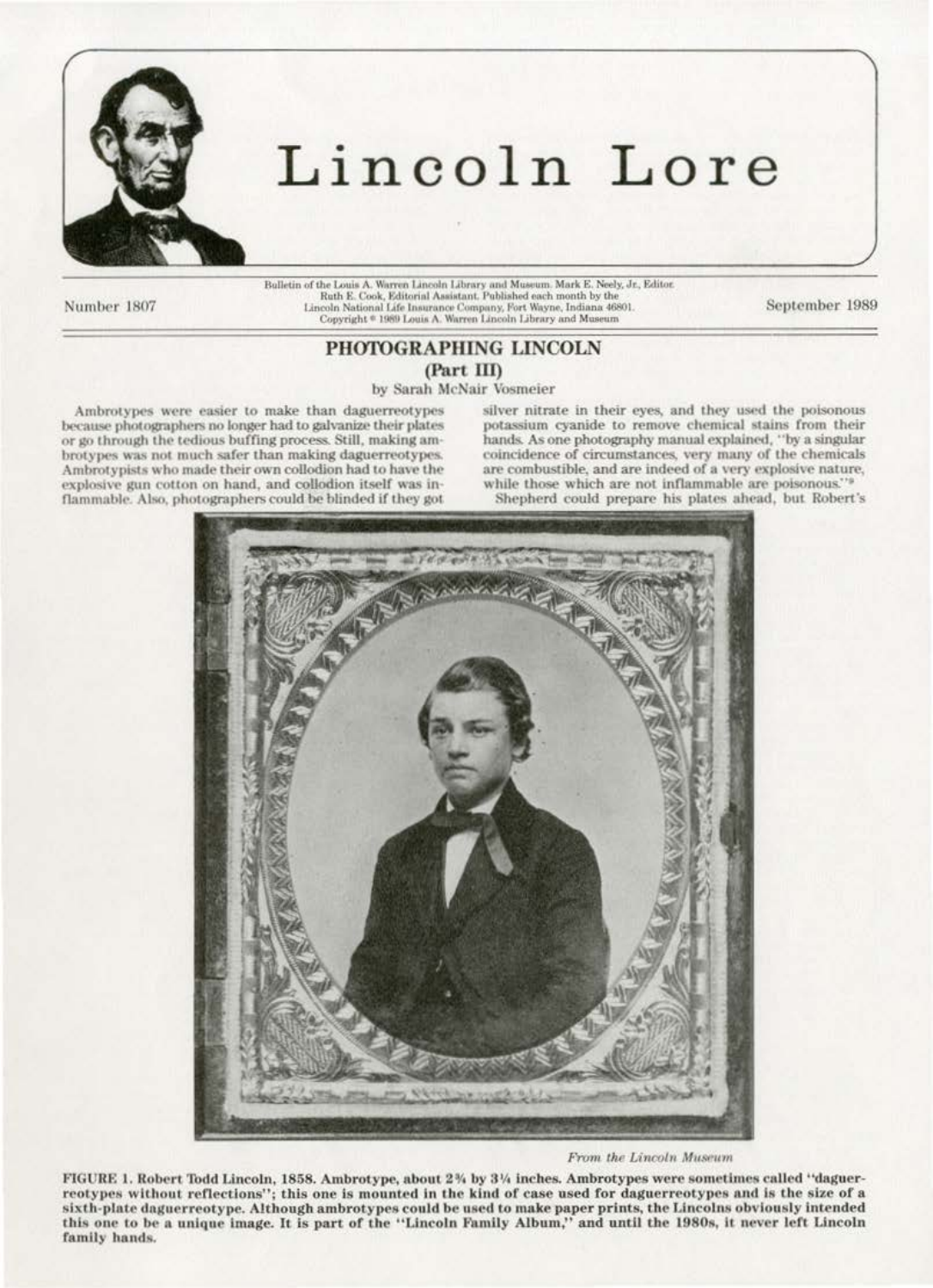# Lincoln Lore

Bulletin of the Louis A. Warren Lincoln Library and Museum. Mark E. Neely, Jr., Editor. Ruth E. Cook, Editorial Assistant. Published each month by the Lincoln National Life Insurance Company, Fort Wayne, Indiana 46801. Copyright © 1989 Louis A. Warren Lincoln Library and Museum

Number 1807 — September 1989

## PHOTOGRAPHING LINCOLN (Part III)

by Sarah McNair Vosmeier

Ambrotypes were easier to make than daguerreotypes because photographers no longer had to galvanize their plates or go through the tedious buffing process. Still, making ambrotypes was not much safer than making daguerreotypes. Ambrotypists who made their own collodion had to have the explosive gun cotton on hand, and collodion itself was inflammable. Also, photographers could be blinded if they got silver nitrate in their eyes, and they used the poisonous potassium cyanide to remove chemical stains from their hands. As one photography manual explained, "by a singular coincidence of circumstances, very many of the chemicals are combustible, and are indeed of a very explosive nature, while those which are not inflammable are poisonous."[9]

Shepherd could prepare his plates ahead, but Robert's

*From the Lincoln Museum*

**FIGURE 1. Robert Todd Lincoln, 1858. Ambrotype, about 2¾ by 3¼ inches. Ambrotypes were sometimes called "daguerreotypes without reflections"; this one is mounted in the kind of case used for daguerreotypes and is the size of a sixth-plate daguerreotype. Although ambrotypes could be used to make paper prints, the Lincolns obviously intended this one to be a unique image. It is part of the "Lincoln Family Album," and until the 1980s, it never left Lincoln family hands.**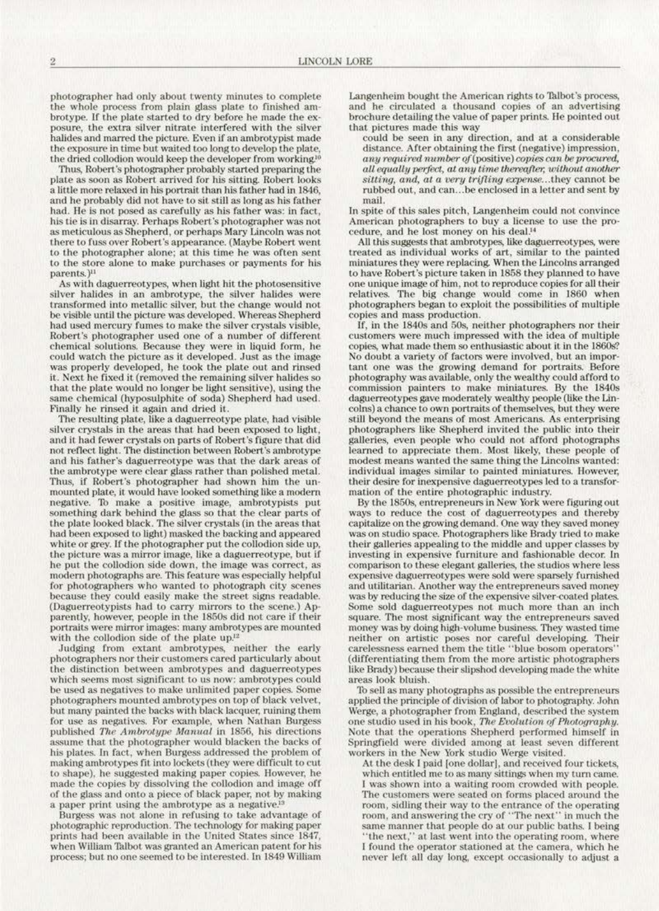photographer had only about twenty minutes to complete the whole process from plain glass plate to finished ambrotype. If the plate started to dry before he made the exposure, the extra silver nitrate interfered with the silver halides and marred the picture. Even if an ambrotypist made the exposure in time but waited too long to develop the plate, the dried collodion would keep the developer from working.[10]

Thus, Robert's photographer probably started preparing the plate as soon as Robert arrived for his sitting. Robert looks a little more relaxed in his portrait than his father had in 1846, and he probably did not have to sit still as long as his father had. He is not posed as carefully as his father was: in fact, his tie is in disarray. Perhaps Robert's photographer was not as meticulous as Shepherd, or perhaps Mary Lincoln was not there to fuss over Robert's appearance. (Maybe Robert went to the photographer alone; at this time he was often sent to the store alone to make purchases or payments for his parents.)[11]

As with daguerreotypes, when light hit the photosensitive silver halides in an ambrotype, the silver halides were transformed into metallic silver, but the change would not be visible until the picture was developed. Whereas Shepherd had used mercury fumes to make the silver crystals visible, Robert's photographer used one of a number of different chemical solutions. Because they were in liquid form, he could watch the picture as it developed. Just as the image was properly developed, he took the plate out and rinsed it. Next he fixed it (removed the remaining silver halides so that the plate would no longer be light sensitive), using the same chemical (hyposulphite of soda) Shepherd had used. Finally he rinsed it again and dried it.

The resulting plate, like a daguerreotype plate, had visible silver crystals in the areas that had been exposed to light, and it had fewer crystals on parts of Robert's figure that did not reflect light. The distinction between Robert's ambrotype and his father's daguerreotype was that the dark areas of the ambrotype were clear glass rather than polished metal. Thus, if Robert's photographer had shown him the unmounted plate, it would have looked something like a modern negative. To make a positive image, ambrotypists put something dark behind the glass so that the clear parts of the plate looked black. The silver crystals (in the areas that had been exposed to light) masked the backing and appeared white or grey. If the photographer put the collodion side up, the picture was a mirror image, like a daguerreotype, but if he put the collodion side down, the image was correct, as modern photographs are. This feature was especially helpful for photographers who wanted to photograph city scenes because they could easily make the street signs readable. (Daguerreotypists had to carry mirrors to the scene.) Apparently, however, people in the 1850s did not care if their portraits were mirror images: many ambrotypes are mounted with the collodion side of the plate up.[12]

Judging from extant ambrotypes, neither the early photographers nor their customers cared particularly about the distinction between ambrotypes and daguerreotypes which seems most significant to us now: ambrotypes could be used as negatives to make unlimited paper copies. Some photographers mounted ambrotypes on top of black velvet, but many painted the backs with black lacquer, ruining them for use as negatives. For example, when Nathan Burgess published *The Ambrotype Manual* in 1856, his directions assume that the photographer would blacken the backs of his plates. In fact, when Burgess addressed the problem of making ambrotypes fit into lockets (they were difficult to cut to shape), he suggested making paper copies. However, he made the copies by dissolving the collodion and image off of the glass and onto a piece of black paper, not by making a paper print using the ambrotype as a negative.[13]

Burgess was not alone in refusing to take advantage of photographic reproduction. The technology for making paper prints had been available in the United States since 1847, when William Talbot was granted an American patent for his process; but no one seemed to be interested. In 1849 William Langenheim bought the American rights to Talbot's process, and he circulated a thousand copies of an advertising brochure detailing the value of paper prints. He pointed out that pictures made this way

> could be seen in any direction, and at a considerable distance. After obtaining the first (negative) impression, *any required number of* (positive) *copies can be procured, all equally perfect, at any time thereafter, without another sitting, and, at a very trifling expense*...they cannot be rubbed out, and can...be enclosed in a letter and sent by mail.

In spite of this sales pitch, Langenheim could not convince American photographers to buy a license to use the procedure, and he lost money on his deal.[14]

All this suggests that ambrotypes, like daguerreotypes, were treated as individual works of art, similar to the painted miniatures they were replacing. When the Lincolns arranged to have Robert's picture taken in 1858 they planned to have one unique image of him, not to reproduce copies for all their relatives. The big change would come in 1860 when photographers began to exploit the possibilities of multiple copies and mass production.

If, in the 1840s and 50s, neither photographers nor their customers were much impressed with the idea of multiple copies, what made them so enthusiastic about it in the 1860s? No doubt a variety of factors were involved, but an important one was the growing demand for portraits. Before photography was available, only the wealthy could afford to commission painters to make miniatures. By the 1840s daguerreotypes gave moderately wealthy people (like the Lincolns) a chance to own portraits of themselves, but they were still beyond the means of most Americans. As enterprising photographers like Shepherd invited the public into their galleries, even people who could not afford photographs learned to appreciate them. Most likely, these people of modest means wanted the same thing the Lincolns wanted: individual images similar to painted miniatures. However, their desire for inexpensive daguerreotypes led to a transformation of the entire photographic industry.

By the 1850s, entrepreneurs in New York were figuring out ways to reduce the cost of daguerreotypes and thereby capitalize on the growing demand. One way they saved money was on studio space. Photographers like Brady tried to make their galleries appealing to the middle and upper classes by investing in expensive furniture and fashionable decor. In comparison to these elegant galleries, the studios where less expensive daguerreotypes were sold were sparsely furnished and utilitarian. Another way the entrepreneurs saved money was by reducing the size of the expensive silver-coated plates. Some sold daguerreotypes not much more than an inch square. The most significant way the entrepreneurs saved money was by doing high-volume business. They wasted time neither on artistic poses nor careful developing. Their carelessness earned them the title "blue bosom operators" (differentiating them from the more artistic photographers like Brady) because their slipshod developing made the white areas look bluish.

To sell as many photographs as possible the entrepreneurs applied the principle of division of labor to photography. John Werge, a photographer from England, described the system one studio used in his book, *The Evolution of Photography*. Note that the operations Shepherd performed himself in Springfield were divided among at least seven different workers in the New York studio Werge visited.

> At the desk I paid [one dollar], and received four tickets, which entitled me to as many sittings when my turn came. I was shown into a waiting room crowded with people. The customers were seated on forms placed around the room, sidling their way to the entrance of the operating room, and answering the cry of "The next" in much the same manner that people do at our public baths. I being "the next," at last went into the operating room, where I found the operator stationed at the camera, which he never left all day long, except occasionally to adjust a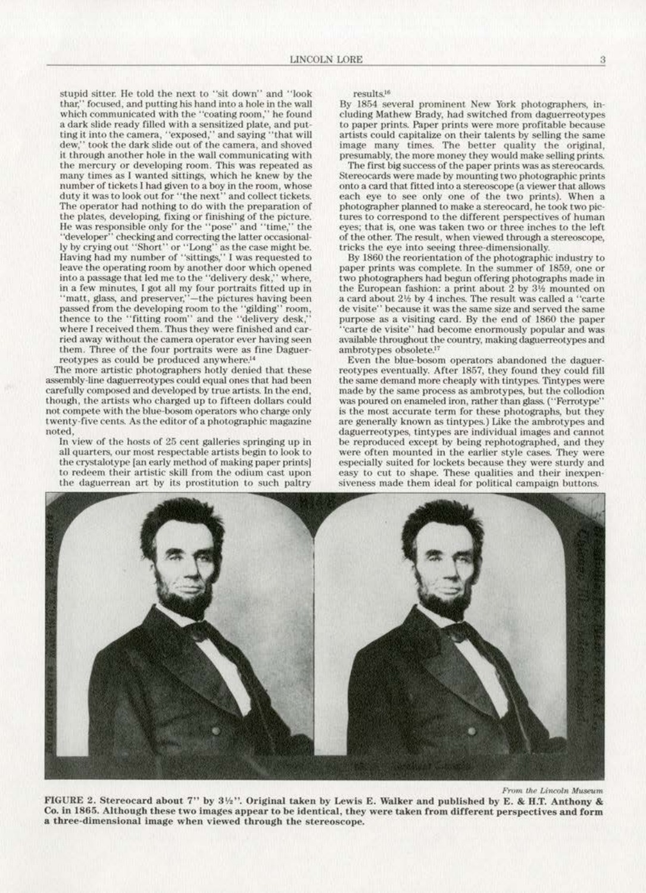stupid sitter. He told the next to "sit down" and "look thar," focused, and putting his hand into a hole in the wall which communicated with the "coating room," he found a dark slide ready filled with a sensitized plate, and putting it into the camera, "exposed," and saying "that will dew," took the dark slide out of the camera, and shoved it through another hole in the wall communicating with the mercury or developing room. This was repeated as many times as I wanted sittings, which he knew by the number of tickets I had given to a boy in the room, whose duty it was to look out for "the next" and collect tickets. The operator had nothing to do with the preparation of the plates, developing, fixing or finishing of the picture. He was responsible only for the "pose" and "time," the "developer" checking and correcting the latter occasionally by crying out "Short" or "Long" as the case might be. Having had my number of "sittings," I was requested to leave the operating room by another door which opened into a passage that led me to the "delivery desk," where, in a few minutes, I got all my four portraits fitted up in "matt, glass, and preserver,"—the pictures having been passed from the developing room to the "gilding" room, thence to the "fitting room" and the "delivery desk," where I received them. Thus they were finished and carried away without the camera operator ever having seen them. Three of the four portraits were as fine Daguerreotypes as could be produced anywhere.[14]

The more artistic photographers hotly denied that these assembly-line daguerreotypes could equal ones that had been carefully composed and developed by true artists. In the end, though, the artists who charged up to fifteen dollars could not compete with the blue-bosom operators who charge only twenty-five cents. As the editor of a photographic magazine noted,

In view of the hosts of 25 cent galleries springing up in all quarters, our most respectable artists begin to look to the crystalotype [an early method of making paper prints] to redeem their artistic skill from the odium cast upon the daguerrean art by its prostitution to such paltry results.[16]

By 1854 several prominent New York photographers, including Mathew Brady, had switched from daguerreotypes to paper prints. Paper prints were more profitable because artists could capitalize on their talents by selling the same image many times. The better quality the original, presumably, the more money they would make selling prints.

The first big success of the paper prints was as stereocards. Stereocards were made by mounting two photographic prints onto a card that fitted into a stereoscope (a viewer that allows each eye to see only one of the two prints). When a photographer planned to make a stereocard, he took two pictures to correspond to the different perspectives of human eyes; that is, one was taken two or three inches to the left of the other. The result, when viewed through a stereoscope, tricks the eye into seeing three-dimensionally.

By 1860 the reorientation of the photographic industry to paper prints was complete. In the summer of 1859, one or two photographers had begun offering photographs made in the European fashion: a print about 2 by 3½ mounted on a card about 2½ by 4 inches. The result was called a "carte de visite" because it was the same size and served the same purpose as a visiting card. By the end of 1860 the paper "carte de visite" had become enormously popular and was available throughout the country, making daguerreotypes and ambrotypes obsolete.[17]

Even the blue-bosom operators abandoned the daguerreotypes eventually. After 1857, they found they could fill the same demand more cheaply with tintypes. Tintypes were made by the same process as ambrotypes, but the collodion was poured on enameled iron, rather than glass. ("Ferrotype" is the most accurate term for these photographs, but they are generally known as tintypes.) Like the ambrotypes and daguerreotypes, tintypes are individual images and cannot be reproduced except by being rephotographed, and they were often mounted in the earlier style cases. They were especially suited for lockets because they were sturdy and easy to cut to shape. These qualities and their inexpensiveness made them ideal for political campaign buttons.

*From the Lincoln Museum*

**FIGURE 2. Stereocard about 7" by 3½". Original taken by Lewis E. Walker and published by E. & H.T. Anthony & Co. in 1865. Although these two images appear to be identical, they were taken from different perspectives and form a three-dimensional image when viewed through the stereoscope.**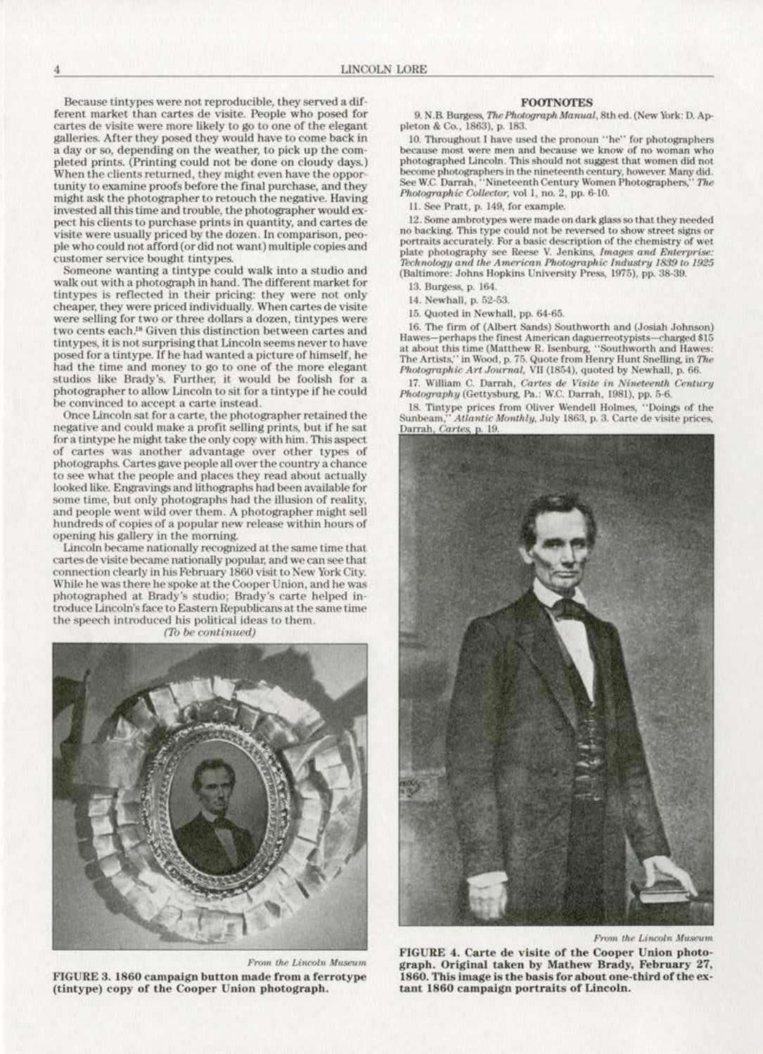Because tintypes were not reproducible, they served a different market than cartes de visite. People who posed for cartes de visite were more likely to go to one of the elegant galleries. After they posed they would have to come back in a day or so, depending on the weather, to pick up the completed prints. (Printing could not be done on cloudy days.) When the clients returned, they might even have the opportunity to examine proofs before the final purchase, and they might ask the photographer to retouch the negative. Having invested all this time and trouble, the photographer would expect his clients to purchase prints in quantity, and cartes de visite were usually priced by the dozen. In comparison, people who could not afford (or did not want) multiple copies and customer service bought tintypes.

Someone wanting a tintype could walk into a studio and walk out with a photograph in hand. The different market for tintypes is reflected in their pricing: they were not only cheaper, they were priced individually. When cartes de visite were selling for two or three dollars a dozen, tintypes were two cents each.[18] Given this distinction between cartes and tintypes, it is not surprising that Lincoln seems never to have posed for a tintype. If he had wanted a picture of himself, he had the time and money to go to one of the more elegant studios like Brady's. Further, it would be foolish for a photographer to allow Lincoln to sit for a tintype if he could be convinced to accept a carte instead.

Once Lincoln sat for a carte, the photographer retained the negative and could make a profit selling prints, but if he sat for a tintype he might take the only copy with him. This aspect of cartes was another advantage over other types of photographs. Cartes gave people all over the country a chance to see what the people and places they read about actually looked like. Engravings and lithographs had been available for some time, but only photographs had the illusion of reality, and people went wild over them. A photographer might sell hundreds of copies of a popular new release within hours of opening his gallery in the morning.

Lincoln became nationally recognized at the same time that cartes de visite became nationally popular, and we can see that connection clearly in his February 1860 visit to New York City. While he was there he spoke at the Cooper Union, and he was photographed at Brady's studio; Brady's carte helped introduce Lincoln's face to Eastern Republicans at the same time the speech introduced his political ideas to them.

*(To be continued)*

*From the Lincoln Museum*

**FIGURE 3. 1860 campaign button made from a ferrotype (tintype) copy of the Cooper Union photograph.**

## FOOTNOTES

9. N.B. Burgess, *The Photograph Manual*, 8th ed. (New York: D. Appleton & Co., 1863), p. 183.

10. Throughout I have used the pronoun "he" for photographers because most were men and because we know of no woman who photographed Lincoln. This should not suggest that women did not become photographers in the nineteenth century, however. Many did. See W.C. Darrah, "Nineteenth Century Women Photographers," *The Photographic Collector*, vol 1, no. 2, pp. 6-10.

11. See Pratt, p. 149, for example.

12. Some ambrotypes were made on dark glass so that they needed no backing. This type could not be reversed to show street signs or portraits accurately. For a basic description of the chemistry of wet plate photography see Reese V. Jenkins, *Images and Enterprise: Technology and the American Photographic Industry 1839 to 1925* (Baltimore: Johns Hopkins University Press, 1975), pp. 38-39.

13. Burgess, p. 164.

14. Newhall, p. 52-53.

15. Quoted in Newhall, pp. 64-65.

16. The firm of (Albert Sands) Southworth and (Josiah Johnson) Hawes—perhaps the finest American daguerreotypists—charged $15 at about this time (Matthew R. Isenburg, "Southworth and Hawes: The Artists," in Wood, p. 75. Quote from Henry Hunt Snelling, in *The Photographic Art Journal*, VII (1854), quoted by Newhall, p. 66.

17. William C. Darrah, *Cartes de Visite in Nineteenth Century Photography* (Gettysburg, Pa.: W.C. Darrah, 1981), pp. 5-6.

18. Tintype prices from Oliver Wendell Holmes, "Doings of the Sunbeam," *Atlantic Monthly*, July 1863, p. 3. Carte de visite prices, Darrah, *Cartes*, p. 19.

*From the Lincoln Museum*

**FIGURE 4. Carte de visite of the Cooper Union photograph. Original taken by Mathew Brady, February 27, 1860. This image is the basis for about one-third of the extant 1860 campaign portraits of Lincoln.**